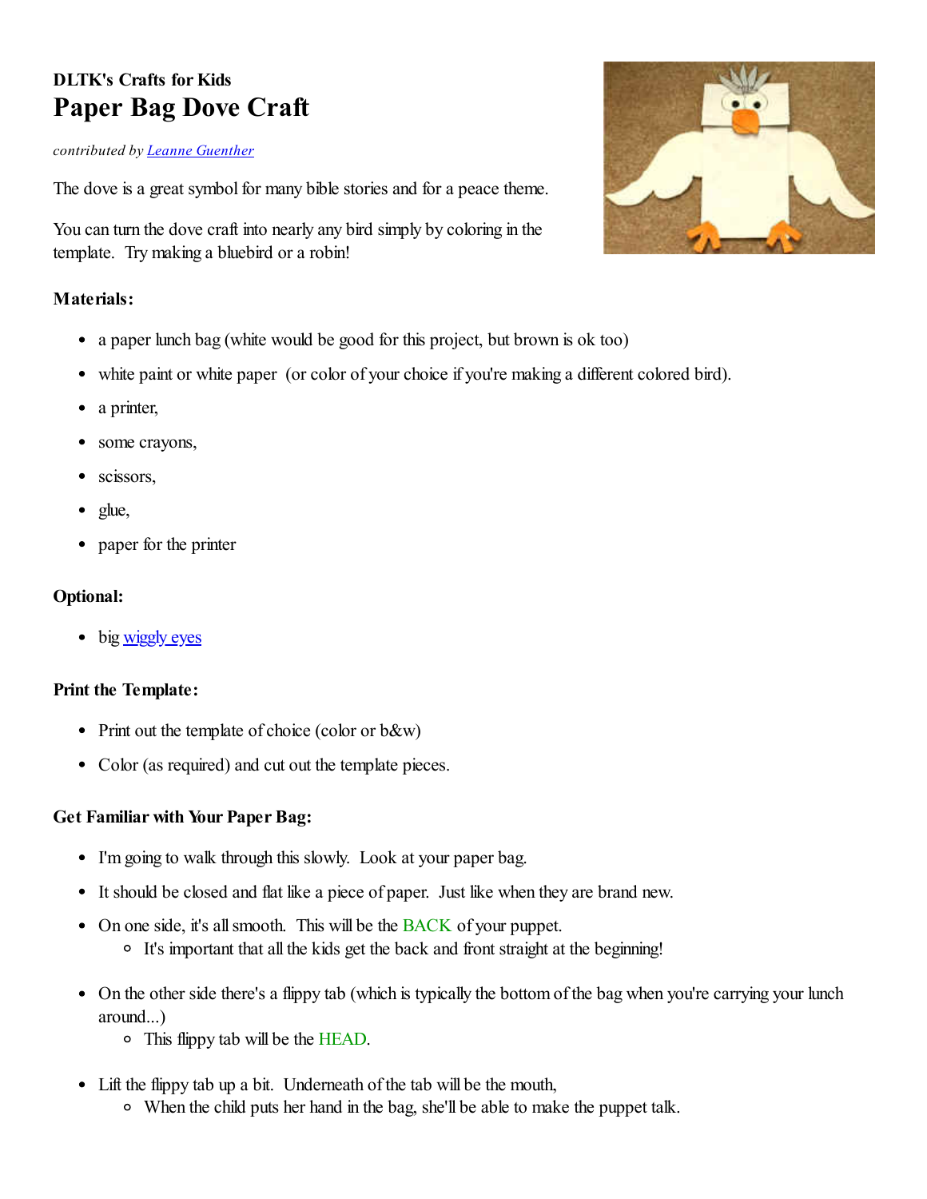**DLTK's Crafts for Kids**

# Paper Bag Dove Craft

*contributed by [Leanne Guenther]*

The dove is a great symbol for many bible stories and for a peace theme.

You can turn the dove craft into nearly any bird simply by coloring in the template. Try making a bluebird or a robin!

**Materials:**

- a paper lunch bag (white would be good for this project, but brown is ok too)
- white paint or white paper (or color of your choice if you're making a different colored bird).
- a printer,
- some crayons,
- scissors,
- glue,
- paper for the printer

**Optional:**

- big wiggly eyes

**Print the Template:**

- Print out the template of choice (color or b&w)
- Color (as required) and cut out the template pieces.

**Get Familiar with Your Paper Bag:**

- I'm going to walk through this slowly. Look at your paper bag.
- It should be closed and flat like a piece of paper. Just like when they are brand new.
- On one side, it's all smooth. This will be the BACK of your puppet.
  - It's important that all the kids get the back and front straight at the beginning!
- On the other side there's a flippy tab (which is typically the bottom of the bag when you're carrying your lunch around...)
  - This flippy tab will be the HEAD.
- Lift the flippy tab up a bit. Underneath of the tab will be the mouth,
  - When the child puts her hand in the bag, she'll be able to make the puppet talk.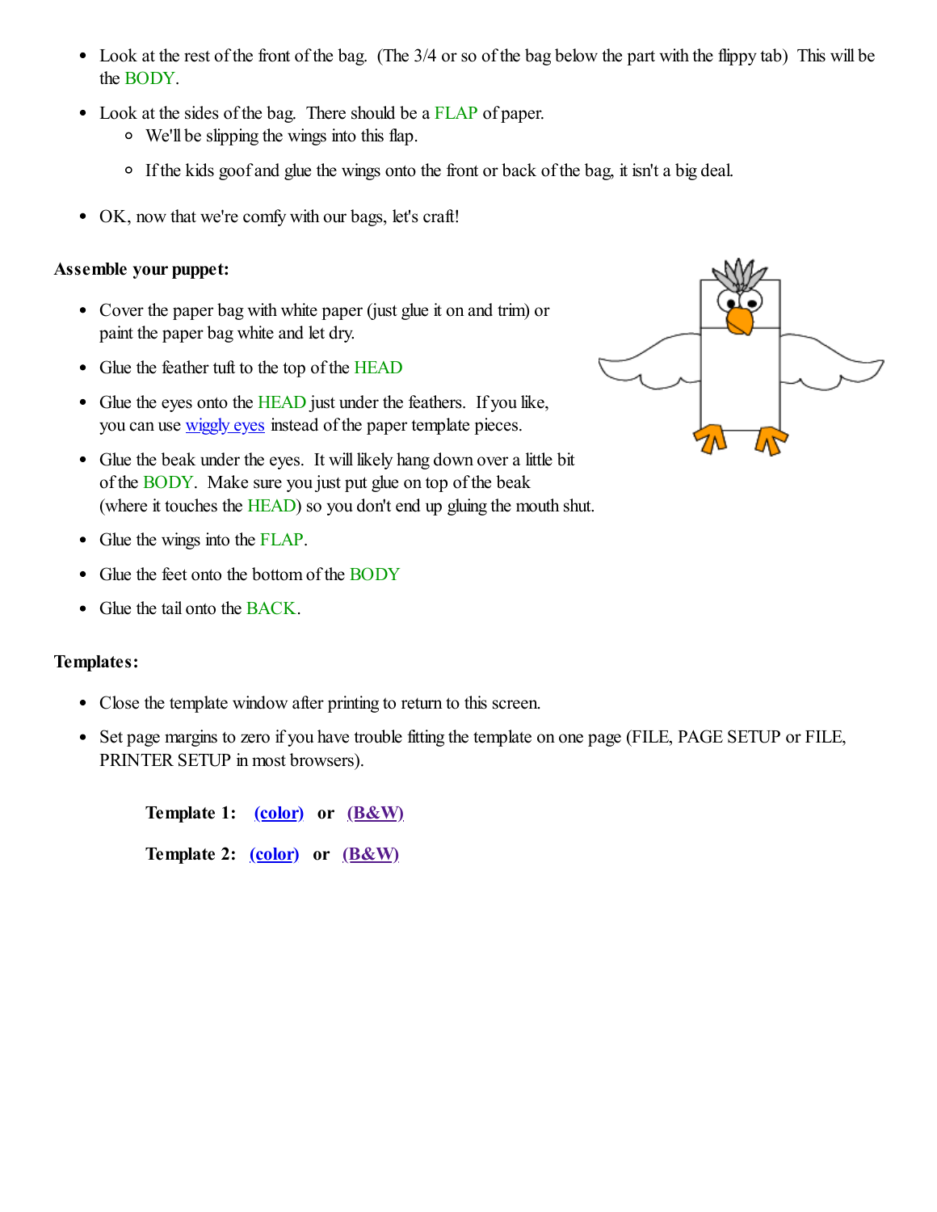- Look at the rest of the front of the bag. (The 3/4 or so of the bag below the part with the flippy tab) This will be the BODY.
- Look at the sides of the bag. There should be a FLAP of paper.
  - We'll be slipping the wings into this flap.
  - If the kids goof and glue the wings onto the front or back of the bag, it isn't a big deal.
- OK, now that we're comfy with our bags, let's craft!

**Assemble your puppet:**

- Cover the paper bag with white paper (just glue it on and trim) or paint the paper bag white and let dry.
- Glue the feather tuft to the top of the HEAD
- Glue the eyes onto the HEAD just under the feathers. If you like, you can use wiggly eyes instead of the paper template pieces.
- Glue the beak under the eyes. It will likely hang down over a little bit of the BODY. Make sure you just put glue on top of the beak (where it touches the HEAD) so you don't end up gluing the mouth shut.
- Glue the wings into the FLAP.
- Glue the feet onto the bottom of the BODY
- Glue the tail onto the BACK.

**Templates:**

- Close the template window after printing to return to this screen.
- Set page margins to zero if you have trouble fitting the template on one page (FILE, PAGE SETUP or FILE, PRINTER SETUP in most browsers).

**Template 1: (color) or (B&W)**

**Template 2: (color) or (B&W)**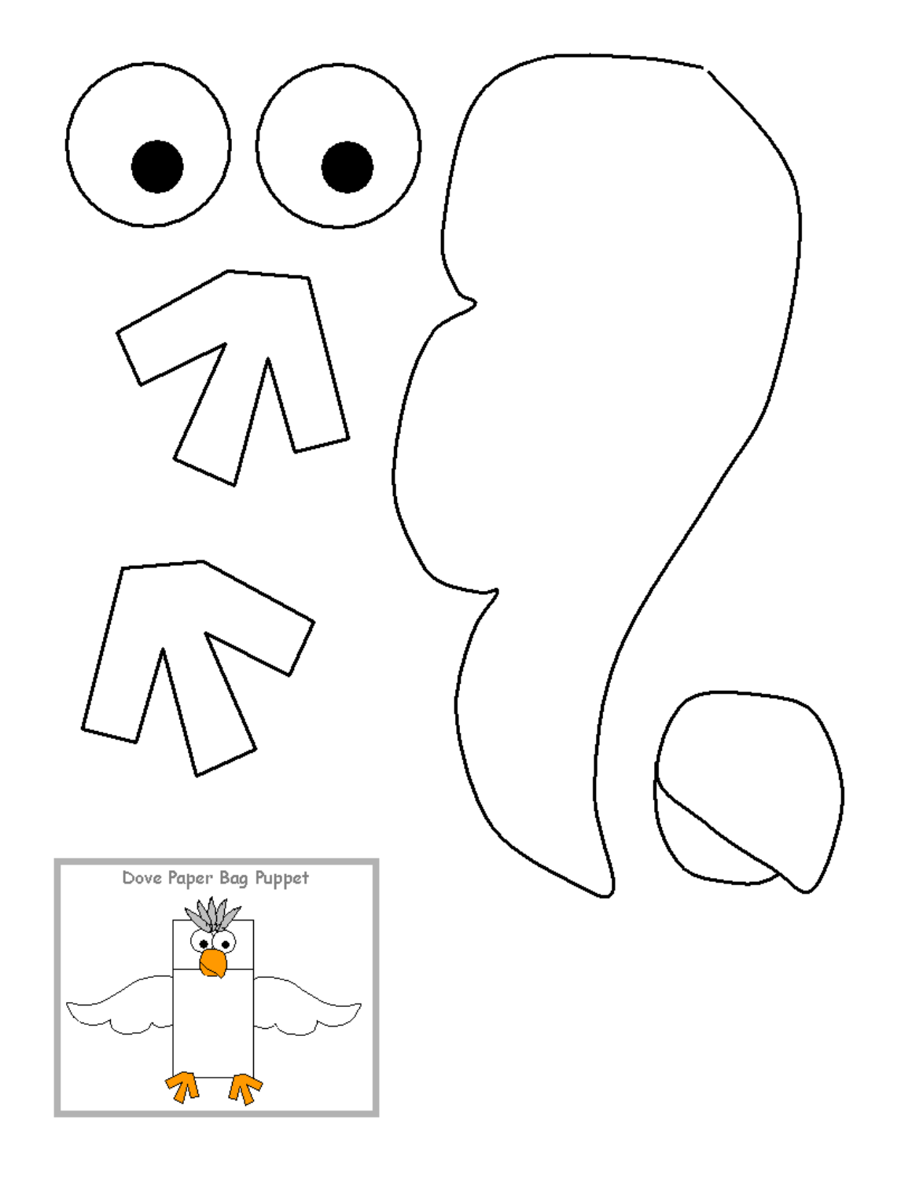Dove Paper Bag Puppet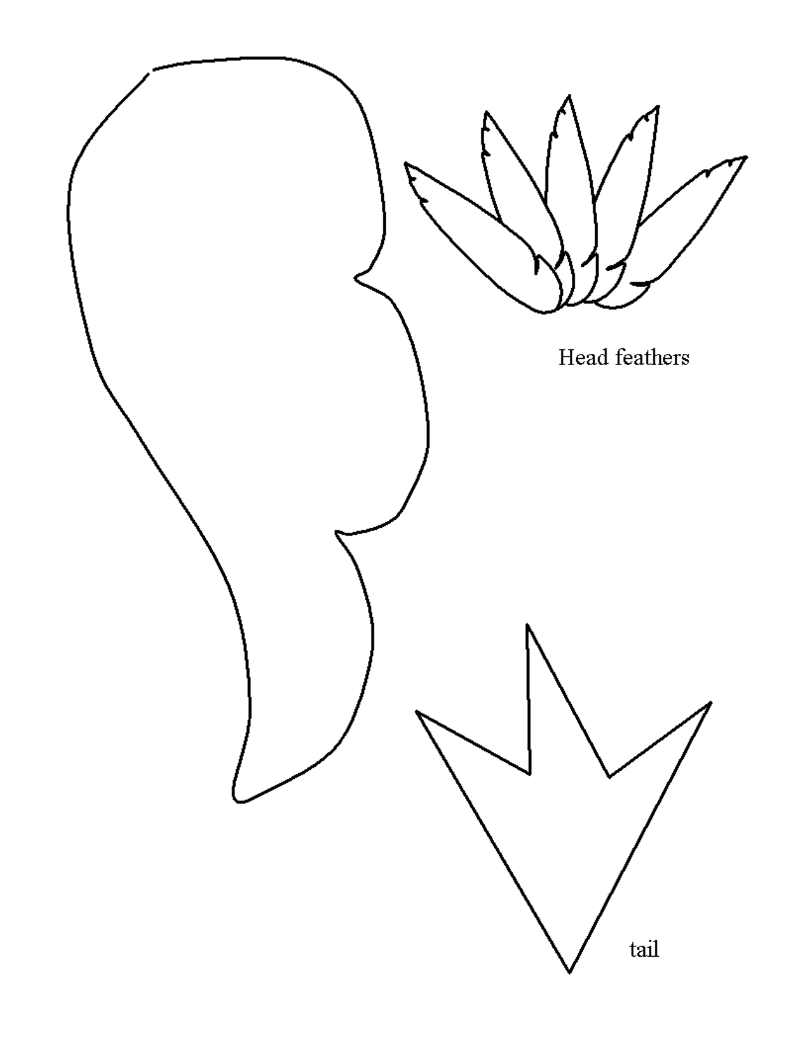Head feathers

tail